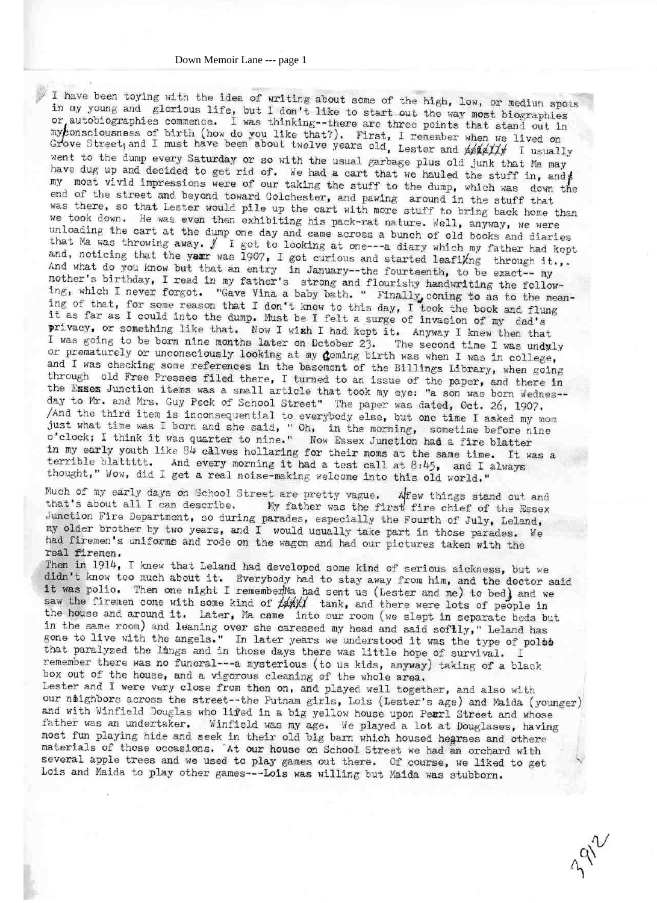I have been toying with the idea of writing about some of the high, low, or medium spots in my young and glorious life, but I don't like to start out the way most biographies or autobiographies commence. I was thinking--there are three points that stand out in my consciousness of birth (how do you like that?). First, I remember when we lived on Grove Street, and I must have been about twelve years old, Lester and I usually went to the dump every Saturday or so with the usual garbage plus old junk that Ma may have dug up and decided to get rid of. We had a cart that we hauled the stuff in, and my most vivid impressions were of our taking the stuff to the dump, which was down the end of the street and beyond toward Colchester, and pawing around in the stuff that was there, so that Lester would pile up the cart with more stuff to bring back home than we took down. He was even then exhibiting his pack-rat nature. Well, anyway, we were unloading the cart at the dump one day and came across a bunch of old books and diaries that Ma was throwing away. I got to looking at one---a diary which my father had kept and, noticing that the year was 1907, I got curious and started leafing through it.,. And what do you know but that an entry in January--the fourteenth, to be exact-- my mother's birthday, I read in my father's strong and flourishy handwriting the following, which I never forgot. "Gave Vina a baby bath. " Finally, coming to as to the meaning of that, for some reason that I don't know to this day, I took the book and flung it as far as I could into the dump. Must be I felt a surge of invasion of my dad's privacy, or something like that. Now I wish I had kept it. Anyway I knew then that I was going to be born nine months later on October 23. The second time I was unduly or prematurely or unconsciously looking at my coming birth was when I was in college, and I was checking some references in the basement of the Billings Library, when going through old Free Presses filed there, I turned to an issue of the paper, and there in the Essex Junction items was a small article that took my eye: "a son was born Wednes--day to Mr. and Mrs. Guy Peck of School Street" The paper was dated, Oct. 26, 1907. /And the third item is inconsequential to everybody else, but one time I asked my mom just what time was I born and she said, " Oh, in the morning, sometime before nine o'clock; I think it was quarter to nine." Now Essex Junction had a fire blatter in my early youth like 84 calves hollaring for their moms at the same time. It was a terrible blattttt. And every morning it had a test call at 8:45, and I always thought," Wow, did I get a real noise-making welcome into this old world."

Much of my early days on School Street are pretty vague. A few things stand out and that's about all I can describe. My father was the first fire chief of the Essex Junction Fire Department, so during parades, especially the Fourth of July, Leland, my older brother by two years, and I would usually take part in those parades. We had firemen's uniforms and rode on the wagon and had our pictures taken with the real firemen.

Then in 1914, I knew that Leland had developed some kind of serious sickness, but we didn't know too much about it. Everybody had to stay away from him, and the doctor said it was polio. Then one night I remember Ma had sent us (Lester and me) to bed, and we saw the firemen come with some kind of tank, and there were lots of people in the house and around it. Later, Ma came into our room (we slept in separate beds but in the same room) and leaning over she caressed my head and said softly," Leland has gone to live with the angels." In later years we understood it was the type of polio that paralyzed the lungs and in those days there was little hope of survival. I remember there was no funeral---a mysterious (to us kids, anyway) taking of a black box out of the house, and a vigorous cleaning of the whole area.

Lester and I were very close from then on, and played well together, and also with our neighbors across the street--the Putnam girls, Lois (Lester's age) and Maida (younger) and with Winfield Douglas who lived in a big yellow house upon Pearl Street and whose father was an undertaker. Winfield was my age. We played a lot at Douglases, having most fun playing hide and seek in their old big barn which housed hearses and othere materials of those occasions. At our house on School Street we had an orchard with several apple trees and we used to play games out there. Of course, we liked to get Lois and Maida to play other games---Lois was willing but Maida was stubborn.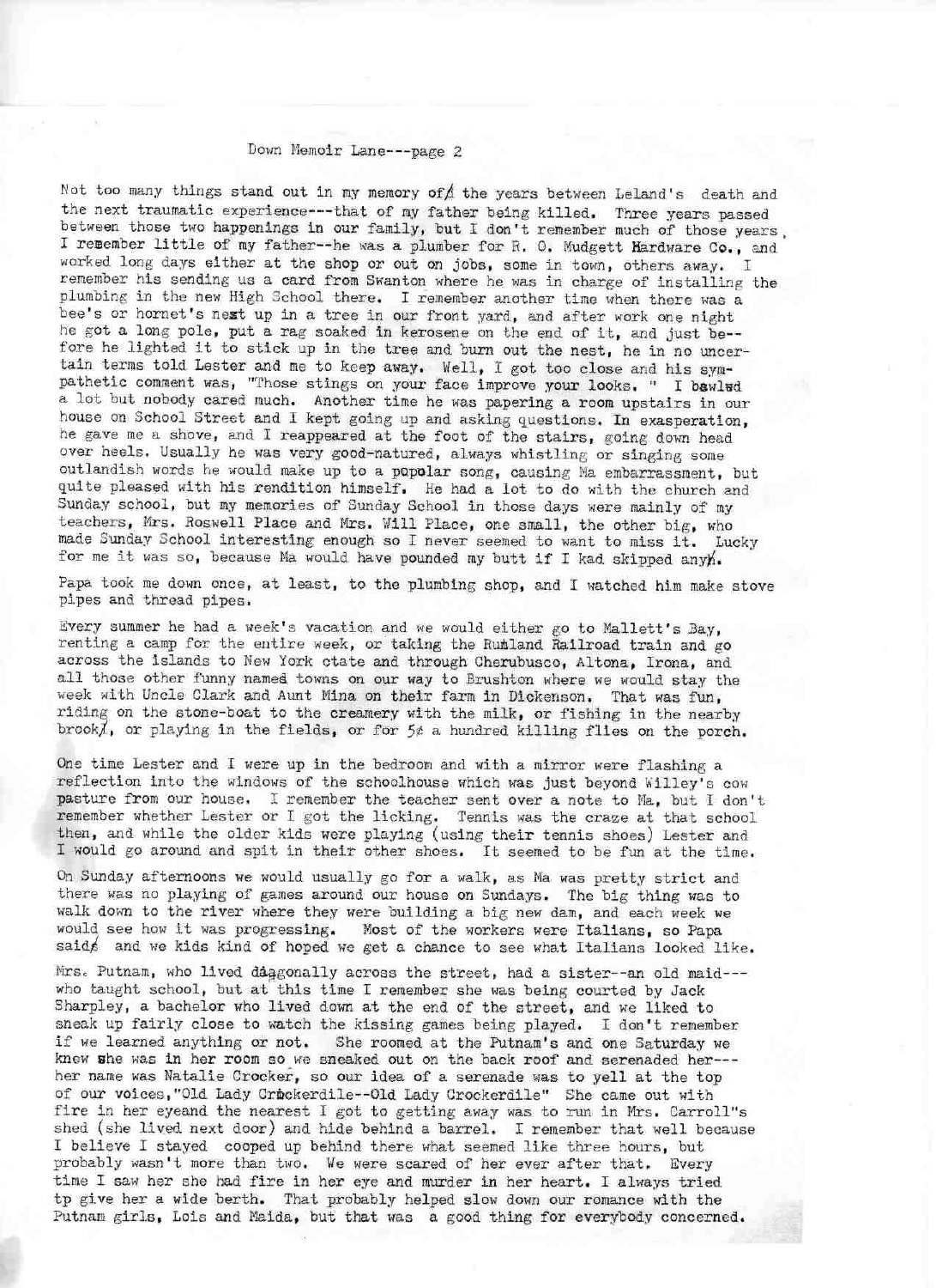Down Memoir Lane---page 2

Not too many things stand out in my memory of the years between Leland's death and the next traumatic experience---that of my father being killed. Three years passed between those two happenings in our family, but I don't remember much of those years. I remember little of my father--he was a plumber for R. O. Mudgett Hardware Co., and worked long days either at the shop or out on jobs, some in town, others away. I remember his sending us a card from Swanton where he was in charge of installing the plumbing in the new High School there. I remember another time when there was a bee's or hornet's nest up in a tree in our front yard, and after work one night he got a long pole, put a rag soaked in kerosene on the end of it, and just be--fore he lighted it to stick up in the tree and burn out the nest, he in no uncertain terms told Lester and me to keep away. Well, I got too close and his sympathetic comment was, "Those stings on your face improve your looks. " I bawled a lot but nobody cared much. Another time he was papering a room upstairs in our house on School Street and I kept going up and asking questions. In exasperation, he gave me a shove, and I reappeared at the foot of the stairs, going down head over heels. Usually he was very good-natured, always whistling or singing some outlandish words he would make up to a popular song, causing Ma embarrassment, but quite pleased with his rendition himself. He had a lot to do with the church and Sunday school, but my memories of Sunday School in those days were mainly of my teachers, Mrs. Roswell Place and Mrs. Will Place, one small, the other big, who made Sunday School interesting enough so I never seemed to want to miss it. Lucky for me it was so, because Ma would have pounded my butt if I had skipped any.

Papa took me down once, at least, to the plumbing shop, and I watched him make stove pipes and thread pipes.

Every summer he had a week's vacation and we would either go to Mallett's Bay, renting a camp for the entire week, or taking the Rutland Railroad train and go across the islands to New York state and through Cherubusco, Altona, Irona, and all those other funny named towns on our way to Brushton where we would stay the week with Uncle Clark and Aunt Mina on their farm in Dickenson. That was fun, riding on the stone-boat to the creamery with the milk, or fishing in the nearby brook, or playing in the fields, or for 5¢ a hundred killing flies on the porch.

One time Lester and I were up in the bedroom and with a mirror were flashing a reflection into the windows of the schoolhouse which was just beyond Willey's cow pasture from our house. I remember the teacher sent over a note to Ma, but I don't remember whether Lester or I got the licking. Tennis was the craze at that school then, and while the older kids were playing (using their tennis shoes) Lester and I would go around and spit in their other shoes. It seemed to be fun at the time.

On Sunday afternoons we would usually go for a walk, as Ma was pretty strict and there was no playing of games around our house on Sundays. The big thing was to walk down to the river where they were building a big new dam, and each week we would see how it was progressing. Most of the workers were Italians, so Papa said and we kids kind of hoped we get a chance to see what Italians looked like.

Mrs. Putnam, who lived diagonally across the street, had a sister--an old maid---who taught school, but at this time I remember she was being courted by Jack Sharpley, a bachelor who lived down at the end of the street, and we liked to sneak up fairly close to watch the kissing games being played. I don't remember if we learned anything or not. She roomed at the Putnam's and one Saturday we knew she was in her room so we sneaked out on the back roof and serenaded her---her name was Natalie Crocker, so our idea of a serenade was to yell at the top of our voices,"Old Lady Crockerdile--Old Lady Crockerdile" She came out with fire in her eyeand the nearest I got to getting away was to run in Mrs. Carroll"s shed (she lived next door) and hide behind a barrel. I remember that well because I believe I stayed cooped up behind there what seemed like three hours, but probably wasn't more than two. We were scared of her ever after that. Every time I saw her she had fire in her eye and murder in her heart. I always tried tp give her a wide berth. That probably helped slow down our romance with the Putnam girls, Lois and Maida, but that was a good thing for everybody concerned.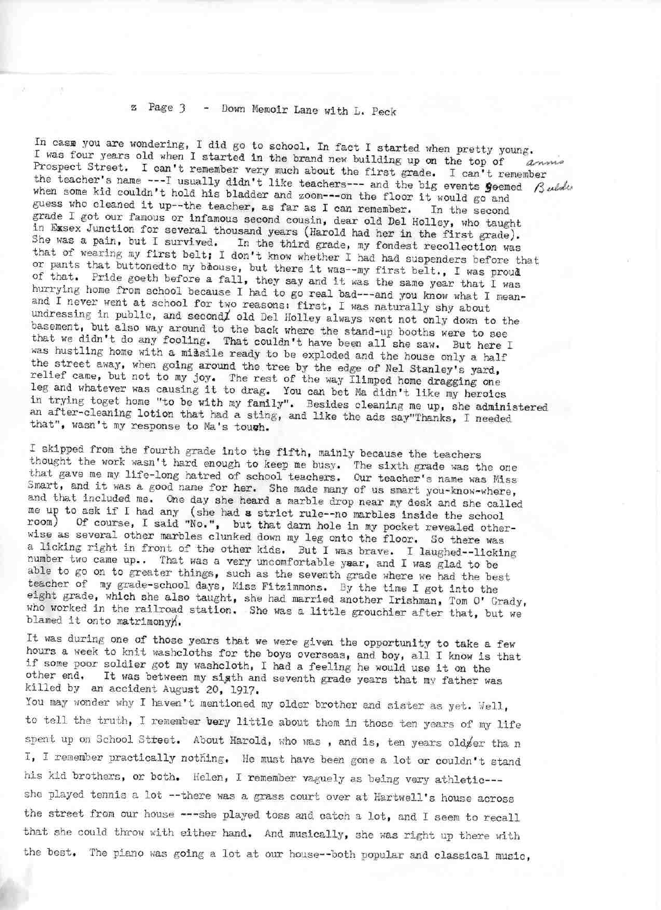In case you are wondering, I did go to school. In fact I started when pretty young. I was four years old when I started in the brand new building up on the top of Prospect Street. I can't remember very much about the first grade. I can't remember the teacher's name ---I usually didn't like teachers--- and the big events seemed when some kid couldn't hold his bladder and zoom---on the floor it would go and guess who cleaned it up--the teacher, as far as I can remember. In the second grade I got our famous or infamous second cousin, dear old Del Holley, who taught in Essex Junction for several thousand years (Harold had her in the first grade). She was a pain, but I survived. In the third grade, my fondest recollection was that of wearing my first belt; I don't know whether I had had suspenders before that or pants that buttonedto my blouse, but there it was--my first belt., I was proud of that. Pride goeth before a fall, they say and it was the same year that I was hurrying home from school because I had to go real bad---and you know what I mean-and I never went at school for two reasons: first, I was naturally shy about undressing in public, and second old Del Holley always went not only down to the basement, but also way around to the back where the stand-up booths were to see that we didn't do any fooling. That couldn't have been all she saw. But here I was hustling home with a missile ready to be exploded and the house only a half the street away, when going around the tree by the edge of Nel Stanley's yard, relief came, but not to my joy. The rest of the way Ilimped home dragging one leg and whatever was causing it to drag. You can bet Ma didn't like my heroics in trying toget home "to be with my family". Besides cleaning me up, she administered an after-cleaning lotion that had a sting, and like the ads say"Thanks, I needed that", wasn't my response to Ma's touch.

I skipped from the fourth grade into the fifth, mainly because the teachers thought the work wasn't hard enough to keep me busy. The sixth grade was the one that gave me my life-long hatred of school teachers. Our teacher's name was Miss Smart, and it was a good name for her. She made many of us smart you-know-where, and that included me. One day she heard a marble drop near my desk and she called me up to ask if I had any (she had a strict rule--no marbles inside the school room) Of course, I said "No.", but that darn hole in my pocket revealed otherwise as several other marbles clunked down my leg onto the floor. So there was a licking right in front of the other kids. But I was brave. I laughed--licking number two came up.. That was a very uncomfortable year, and I was glad to be able to go on to greater things, such as the seventh grade where we had the best teacher of my grade-school days, Miss Fitzimmons. By the time I got into the eight grade, which she also taught, she had married another Irishman, Tom O' Grady, who worked in the railroad station. She was a little grouchier after that, but we blamed it onto matrimony.

It was during one of those years that we were given the opportunity to take a few hours a week to knit washcloths for the boys overseas, and boy, all I know is that if some poor soldier got my washcloth, I had a feeling he would use it on the other end. It was between my sixth and seventh grade years that my father was killed by an accident August 20, 1917.

You may wonder why I haven't mentioned my older brother and sister as yet. Well, to tell the truth, I remember very little about them in those ten years of my life spent up on School Street. About Harold, who was , and is, ten years older than I, I remember practically nothing. He must have been gone a lot or couldn't stand his kid brothers, or both. Helen, I remember vaguely as being very athletic--- she played tennis a lot --there was a grass court over at Hartwell's house across the street from our house ---she played toss and catch a lot, and I seem to recall that she could throw with either hand. And musically, she was right up there with the best. The piano was going a lot at our house--both popular and classical music,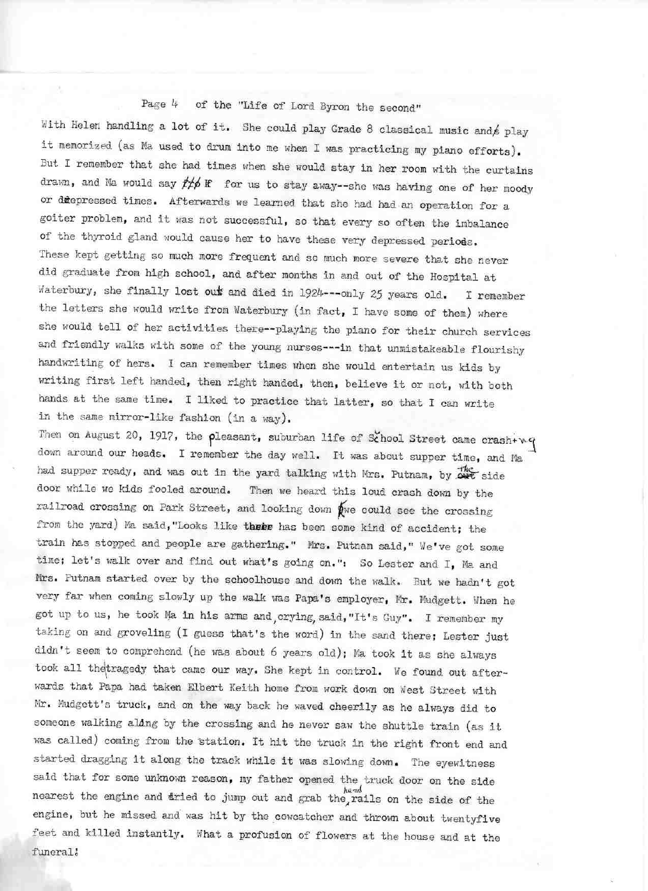Page 4 of the "Life of Lord Byron the second"

With Helen handling a lot of it. She could play Grade 8 classical music and play it memorized (as Ma used to drum into me when I was practicing my piano efforts). But I remember that she had times when she would stay in her room with the curtains drawn, and Ma would say for us to stay away--she was having one of her moody or depressed times. Afterwards we learned that she had had an operation for a goiter problem, and it was not successful, so that every so often the imbalance of the thyroid gland would cause her to have these very depressed periods. These kept getting so much more frequent and so much more severe that she never did graduate from high school, and after months in and out of the Hospital at Waterbury, she finally lost out and died in 1924---only 25 years old. I remember the letters she would write from Waterbury (in fact, I have some of them) where she would tell of her activities there--playing the piano for their church services and friendly walks with some of the young nurses---in that unmistakeable flourishy handwriting of hers. I can remember times when she would entertain us kids by writing first left handed, then right handed, then, believe it or not, with both hands at the same time. I liked to practice that latter, so that I can write in the same mirror-like fashion (in a way).

Then on August 20, 1917, the pleasant, suburban life of School Street came crashing down around our heads. I remember the day well. It was about supper time, and Ma had supper ready, and was out in the yard talking with Mrs. Putnam, by the side door while we kids fooled around. Then we heard this loud crash down by the railroad crossing on Park Street, and looking down (we could see the crossing from the yard) Ma said, "Looks like there has been some kind of accident; the train has stopped and people are gathering." Mrs. Putnam said, "We've got some time; let's walk over and find out what's going on.": So Lester and I, Ma and Mrs. Putnam started over by the schoolhouse and down the walk. But we hadn't got very far when coming slowly up the walk was Papa's employer, Mr. Mudgett. When he got up to us, he took Ma in his arms and, crying, said, "It's Guy". I remember my taking on and groveling (I guess that's the word) in the sand there; Lester just didn't seem to comprehend (he was about 6 years old); Ma took it as she always took all the tragedy that came our way. She kept in control. We found out afterwards that Papa had taken Elbert Keith home from work down on West Street with Mr. Mudgett's truck, and on the way back he waved cheerily as he always did to someone walking along by the crossing and he never saw the shuttle train (as it was called) coming from the station. It hit the truck in the right front end and started dragging it along the track while it was slowing down. The eyewitness said that for some unknown reason, my father opened the truck door on the side nearest the engine and tried to jump out and grab the hand rails on the side of the engine, but he missed and was hit by the cowcatcher and thrown about twentyfive feet and killed instantly. What a profusion of flowers at the house and at the funeral!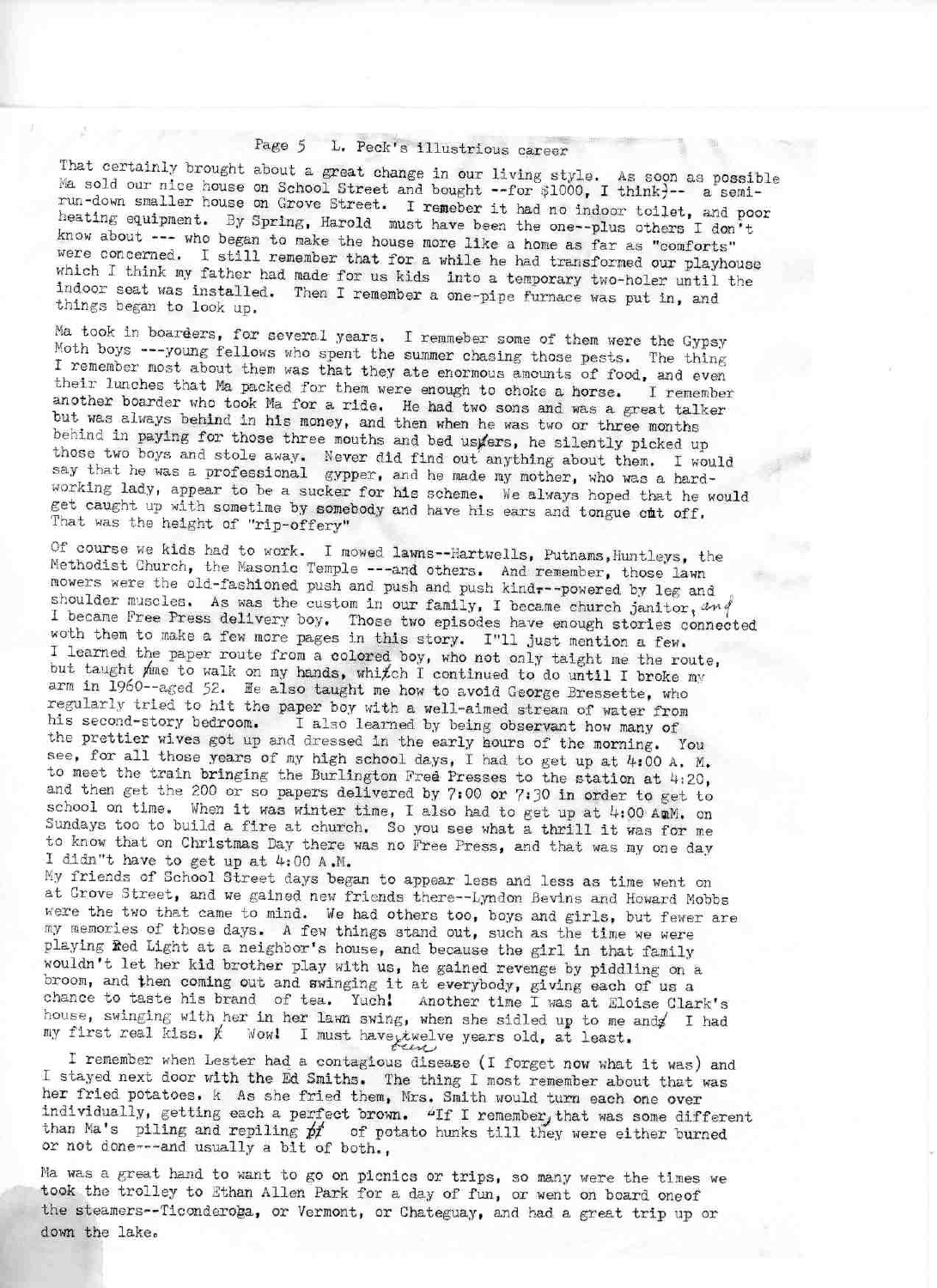That certainly brought about a great change in our living style. As soon as possible Ma sold our nice house on School Street and bought --for $1000, I think)-- a semi-run-down smaller house on Grove Street. I remeber it had no indoor toilet, and poor heating equipment. By Spring, Harold must have been the one--plus others I don't know about --- who began to make the house more like a home as far as "comforts" were concerned. I still remember that for a while he had transformed our playhouse which I think my father had made for us kids into a temporary two-holer until the indoor seat was installed. Then I remember a one-pipe furnace was put in, and things began to look up.

Ma took in boarders, for several years. I remmeber some of them were the Gypsy Moth boys ---young fellows who spent the summer chasing those pests. The thing I remember most about them was that they ate enormous amounts of food, and even their lunches that Ma packed for them were enough to choke a horse. I remember another boarder who took Ma for a ride. He had two sons and was a great talker but was always behind in his money, and then when he was two or three months behind in paying for those three mouths and bed users, he silently picked up those two boys and stole away. Never did find out anything about them. I would say that he was a professional gypper, and he made my mother, who was a hard-working lady, appear to be a sucker for his scheme. We always hoped that he would get caught up with sometime by somebody and have his ears and tongue cut off. That was the height of "rip-offery"

Of course we kids had to work. I mowed lawns--Hartwells, Putnams, Huntleys, the Methodist Church, the Masonic Temple ---and others. And remember, those lawn mowers were the old-fashioned push and push and push kind--powered by leg and shoulder muscles. As was the custom in our family, I became church janitor, and I became Free Press delivery boy. Those two episodes have enough stories connected woth them to make a few more pages in this story. I"ll just mention a few. I learned the paper route from a colored boy, who not only taight me the route, but taught me to walk on my hands, which I continued to do until I broke my arm in 1960--aged 52. He also taught me how to avoid George Bressette, who regularly tried to hit the paper boy with a well-aimed stream of water from his second-story bedroom. I also learned by being observant how many of the prettier wives got up and dressed in the early hours of the morning. You see, for all those years of my high school days, I had to get up at 4:00 A. M. to meet the train bringing the Burlington Free Presses to the station at 4:20, and then get the 200 or so papers delivered by 7:00 or 7:30 in order to get to school on time. When it was winter time, I also had to get up at 4:00 A.M. on Sundays too to build a fire at church. So you see what a thrill it was for me to know that on Christmas Day there was no Free Press, and that was my one day I didn"t have to get up at 4:00 A.M.

My friends of School Street days began to appear less and less as time went on at Grove Street, and we gained new friends there--Lyndon Bevins and Howard Mobbs were the two that came to mind. We had others too, boys and girls, but fewer are my memories of those days. A few things stand out, such as the time we were playing Red Light at a neighbor's house, and because the girl in that family wouldn't let her kid brother play with us, he gained revenge by piddling on a broom, and then coming out and swinging it at everybody, giving each of us a chance to taste his brand of tea. Yuch! Another time I was at Eloise Clark's house, swinging with her in her lawn swing, when she sidled up to me and I had my first real kiss. Wow! I must have been twelve years old, at least.

I remember when Lester had a contagious disease (I forget now what it was) and I stayed next door with the Ed Smiths. The thing I most remember about that was her fried potatoes. As she fried them, Mrs. Smith would turn each one over individually, getting each a perfect brown. If I remember, that was some different than Ma's piling and repiling of potato hunks till they were either burned or not done---and usually a bit of both.,

Ma was a great hand to want to go on picnics or trips, so many were the times we took the trolley to Ethan Allen Park for a day of fun, or went on board oneof the steamers--Ticonderoga, or Vermont, or Chateguay, and had a great trip up or down the lake.